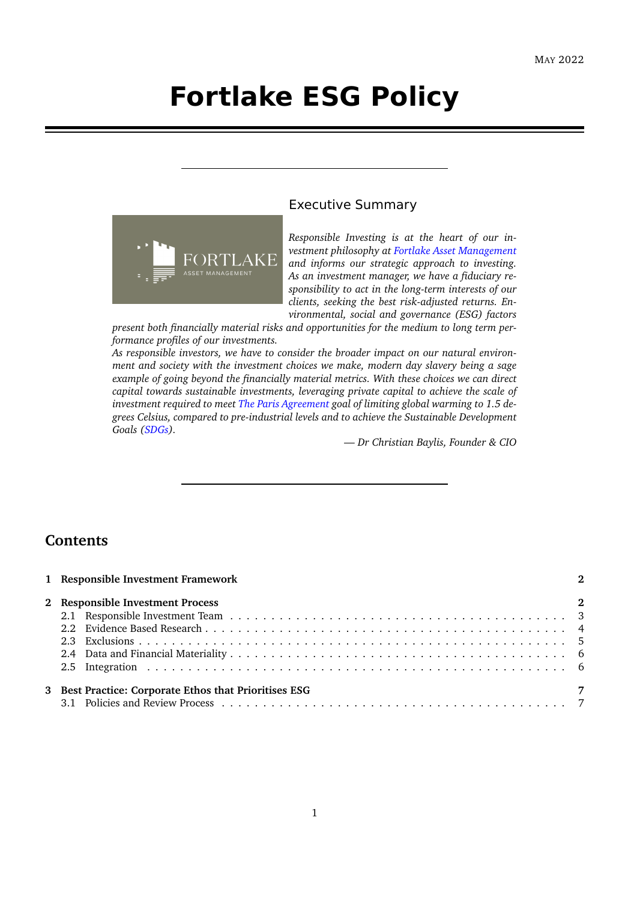May 2022

# Fortlake ESG Policy

## Executive Summary

*Responsible Investing is at the heart of our investment philosophy at Fortlake Asset Management and informs our strategic approach to investing. As an investment manager, we have a fiduciary responsibility to act in the long-term interests of our clients, seeking the best risk-adjusted returns. Environmental, social and governance (ESG) factors present both financially material risks and opportunities for the medium to long term performance profiles of our investments.*

*As responsible investors, we have to consider the broader impact on our natural environment and society with the investment choices we make, modern day slavery being a sage example of going beyond the financially material metrics. With these choices we can direct capital towards sustainable investments, leveraging private capital to achieve the scale of investment required to meet The Paris Agreement goal of limiting global warming to 1.5 degrees Celsius, compared to pre-industrial levels and to achieve the Sustainable Development Goals (SDGs).*

*— Dr Christian Baylis, Founder & CIO*

## Contents

| | | |
|---|---|---|
| **1** | **Responsible Investment Framework** | **2** |
| **2** | **Responsible Investment Process** | **2** |
| 2.1 | Responsible Investment Team | 3 |
| 2.2 | Evidence Based Research | 4 |
| 2.3 | Exclusions | 5 |
| 2.4 | Data and Financial Materiality | 6 |
| 2.5 | Integration | 6 |
| **3** | **Best Practice: Corporate Ethos that Prioritises ESG** | **7** |
| 3.1 | Policies and Review Process | 7 |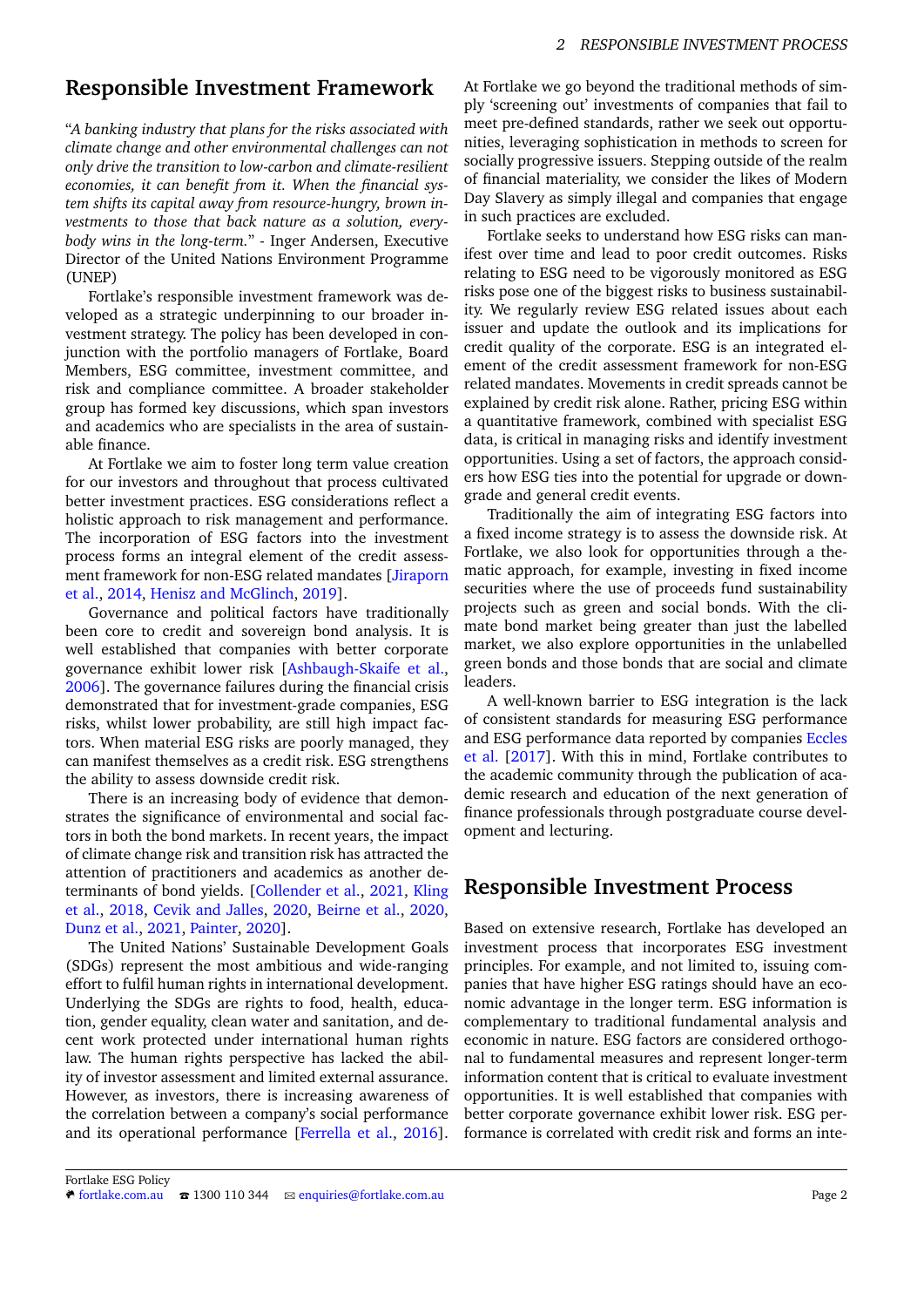## Responsible Investment Framework

"*A banking industry that plans for the risks associated with climate change and other environmental challenges can not only drive the transition to low-carbon and climate-resilient economies, it can benefit from it. When the financial system shifts its capital away from resource-hungry, brown investments to those that back nature as a solution, everybody wins in the long-term.*" - Inger Andersen, Executive Director of the United Nations Environment Programme (UNEP)

Fortlake's responsible investment framework was developed as a strategic underpinning to our broader investment strategy. The policy has been developed in conjunction with the portfolio managers of Fortlake, Board Members, ESG committee, investment committee, and risk and compliance committee. A broader stakeholder group has formed key discussions, which span investors and academics who are specialists in the area of sustainable finance.

At Fortlake we aim to foster long term value creation for our investors and throughout that process cultivated better investment practices. ESG considerations reflect a holistic approach to risk management and performance. The incorporation of ESG factors into the investment process forms an integral element of the credit assessment framework for non-ESG related mandates [Jiraporn et al., 2014, Henisz and McGlinch, 2019].

Governance and political factors have traditionally been core to credit and sovereign bond analysis. It is well established that companies with better corporate governance exhibit lower risk [Ashbaugh-Skaife et al., 2006]. The governance failures during the financial crisis demonstrated that for investment-grade companies, ESG risks, whilst lower probability, are still high impact factors. When material ESG risks are poorly managed, they can manifest themselves as a credit risk. ESG strengthens the ability to assess downside credit risk.

There is an increasing body of evidence that demonstrates the significance of environmental and social factors in both the bond markets. In recent years, the impact of climate change risk and transition risk has attracted the attention of practitioners and academics as another determinants of bond yields. [Collender et al., 2021, Kling et al., 2018, Cevik and Jalles, 2020, Beirne et al., 2020, Dunz et al., 2021, Painter, 2020].

The United Nations' Sustainable Development Goals (SDGs) represent the most ambitious and wide-ranging effort to fulfil human rights in international development. Underlying the SDGs are rights to food, health, education, gender equality, clean water and sanitation, and decent work protected under international human rights law. The human rights perspective has lacked the ability of investor assessment and limited external assurance. However, as investors, there is increasing awareness of the correlation between a company's social performance and its operational performance [Ferrella et al., 2016]. At Fortlake we go beyond the traditional methods of simply 'screening out' investments of companies that fail to meet pre-defined standards, rather we seek out opportunities, leveraging sophistication in methods to screen for socially progressive issuers. Stepping outside of the realm of financial materiality, we consider the likes of Modern Day Slavery as simply illegal and companies that engage in such practices are excluded.

Fortlake seeks to understand how ESG risks can manifest over time and lead to poor credit outcomes. Risks relating to ESG need to be vigorously monitored as ESG risks pose one of the biggest risks to business sustainability. We regularly review ESG related issues about each issuer and update the outlook and its implications for credit quality of the corporate. ESG is an integrated element of the credit assessment framework for non-ESG related mandates. Movements in credit spreads cannot be explained by credit risk alone. Rather, pricing ESG within a quantitative framework, combined with specialist ESG data, is critical in managing risks and identify investment opportunities. Using a set of factors, the approach considers how ESG ties into the potential for upgrade or downgrade and general credit events.

Traditionally the aim of integrating ESG factors into a fixed income strategy is to assess the downside risk. At Fortlake, we also look for opportunities through a thematic approach, for example, investing in fixed income securities where the use of proceeds fund sustainability projects such as green and social bonds. With the climate bond market being greater than just the labelled market, we also explore opportunities in the unlabelled green bonds and those bonds that are social and climate leaders.

A well-known barrier to ESG integration is the lack of consistent standards for measuring ESG performance and ESG performance data reported by companies Eccles et al. [2017]. With this in mind, Fortlake contributes to the academic community through the publication of academic research and education of the next generation of finance professionals through postgraduate course development and lecturing.

## Responsible Investment Process

Based on extensive research, Fortlake has developed an investment process that incorporates ESG investment principles. For example, and not limited to, issuing companies that have higher ESG ratings should have an economic advantage in the longer term. ESG information is complementary to traditional fundamental analysis and economic in nature. ESG factors are considered orthogonal to fundamental measures and represent longer-term information content that is critical to evaluate investment opportunities. It is well established that companies with better corporate governance exhibit lower risk. ESG performance is correlated with credit risk and forms an inte-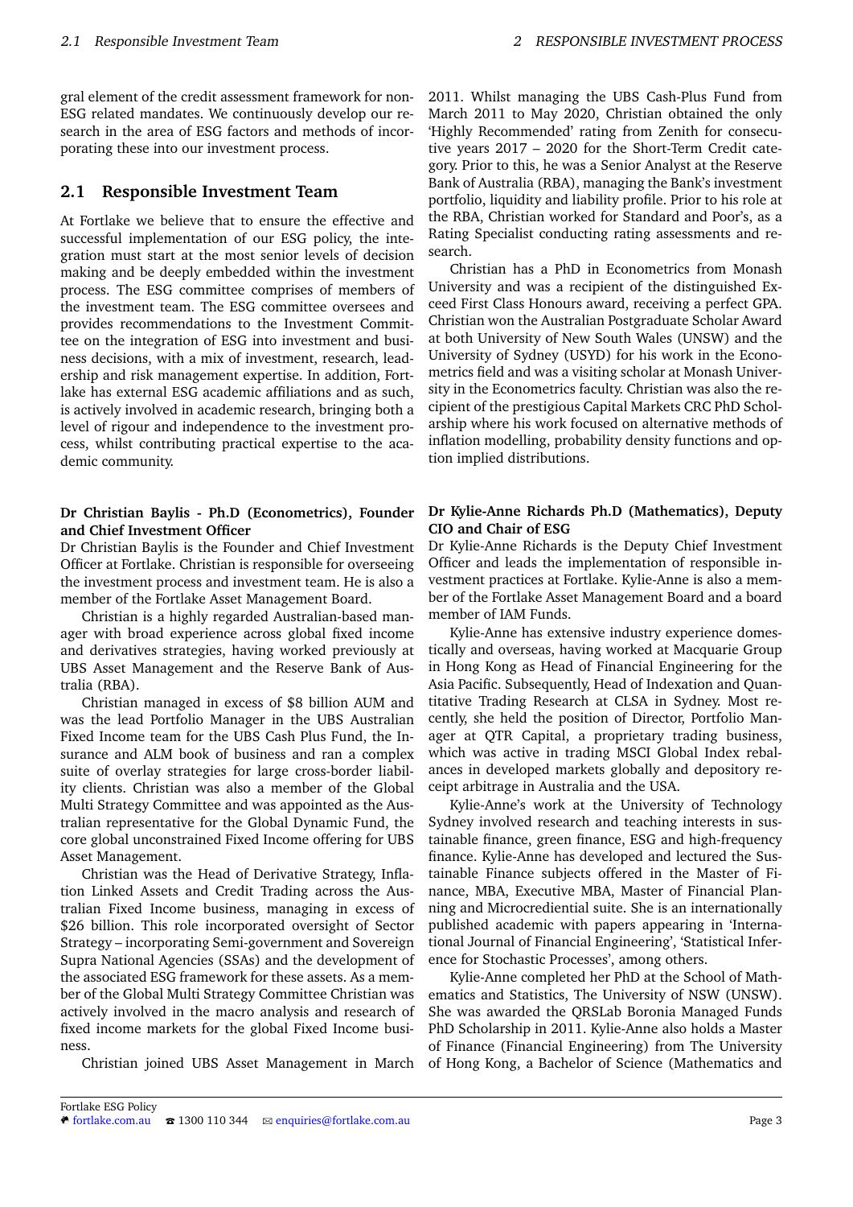gral element of the credit assessment framework for non-ESG related mandates. We continuously develop our research in the area of ESG factors and methods of incorporating these into our investment process.

## 2.1 Responsible Investment Team

At Fortlake we believe that to ensure the effective and successful implementation of our ESG policy, the integration must start at the most senior levels of decision making and be deeply embedded within the investment process. The ESG committee comprises of members of the investment team. The ESG committee oversees and provides recommendations to the Investment Committee on the integration of ESG into investment and business decisions, with a mix of investment, research, leadership and risk management expertise. In addition, Fortlake has external ESG academic affiliations and as such, is actively involved in academic research, bringing both a level of rigour and independence to the investment process, whilst contributing practical expertise to the academic community.

**Dr Christian Baylis - Ph.D (Econometrics), Founder and Chief Investment Officer**

Dr Christian Baylis is the Founder and Chief Investment Officer at Fortlake. Christian is responsible for overseeing the investment process and investment team. He is also a member of the Fortlake Asset Management Board.

Christian is a highly regarded Australian-based manager with broad experience across global fixed income and derivatives strategies, having worked previously at UBS Asset Management and the Reserve Bank of Australia (RBA).

Christian managed in excess of $8 billion AUM and was the lead Portfolio Manager in the UBS Australian Fixed Income team for the UBS Cash Plus Fund, the Insurance and ALM book of business and ran a complex suite of overlay strategies for large cross-border liability clients. Christian was also a member of the Global Multi Strategy Committee and was appointed as the Australian representative for the Global Dynamic Fund, the core global unconstrained Fixed Income offering for UBS Asset Management.

Christian was the Head of Derivative Strategy, Inflation Linked Assets and Credit Trading across the Australian Fixed Income business, managing in excess of $26 billion. This role incorporated oversight of Sector Strategy – incorporating Semi-government and Sovereign Supra National Agencies (SSAs) and the development of the associated ESG framework for these assets. As a member of the Global Multi Strategy Committee Christian was actively involved in the macro analysis and research of fixed income markets for the global Fixed Income business.

Christian joined UBS Asset Management in March 2011. Whilst managing the UBS Cash-Plus Fund from March 2011 to May 2020, Christian obtained the only 'Highly Recommended' rating from Zenith for consecutive years 2017 – 2020 for the Short-Term Credit category. Prior to this, he was a Senior Analyst at the Reserve Bank of Australia (RBA), managing the Bank's investment portfolio, liquidity and liability profile. Prior to his role at the RBA, Christian worked for Standard and Poor's, as a Rating Specialist conducting rating assessments and research.

Christian has a PhD in Econometrics from Monash University and was a recipient of the distinguished Exceed First Class Honours award, receiving a perfect GPA. Christian won the Australian Postgraduate Scholar Award at both University of New South Wales (UNSW) and the University of Sydney (USYD) for his work in the Econometrics field and was a visiting scholar at Monash University in the Econometrics faculty. Christian was also the recipient of the prestigious Capital Markets CRC PhD Scholarship where his work focused on alternative methods of inflation modelling, probability density functions and option implied distributions.

**Dr Kylie-Anne Richards Ph.D (Mathematics), Deputy CIO and Chair of ESG**

Dr Kylie-Anne Richards is the Deputy Chief Investment Officer and leads the implementation of responsible investment practices at Fortlake. Kylie-Anne is also a member of the Fortlake Asset Management Board and a board member of IAM Funds.

Kylie-Anne has extensive industry experience domestically and overseas, having worked at Macquarie Group in Hong Kong as Head of Financial Engineering for the Asia Pacific. Subsequently, Head of Indexation and Quantitative Trading Research at CLSA in Sydney. Most recently, she held the position of Director, Portfolio Manager at QTR Capital, a proprietary trading business, which was active in trading MSCI Global Index rebalances in developed markets globally and depository receipt arbitrage in Australia and the USA.

Kylie-Anne's work at the University of Technology Sydney involved research and teaching interests in sustainable finance, green finance, ESG and high-frequency finance. Kylie-Anne has developed and lectured the Sustainable Finance subjects offered in the Master of Finance, MBA, Executive MBA, Master of Financial Planning and Microcrediential suite. She is an internationally published academic with papers appearing in 'International Journal of Financial Engineering', 'Statistical Inference for Stochastic Processes', among others.

Kylie-Anne completed her PhD at the School of Mathematics and Statistics, The University of NSW (UNSW). She was awarded the QRSLab Boronia Managed Funds PhD Scholarship in 2011. Kylie-Anne also holds a Master of Finance (Financial Engineering) from The University of Hong Kong, a Bachelor of Science (Mathematics and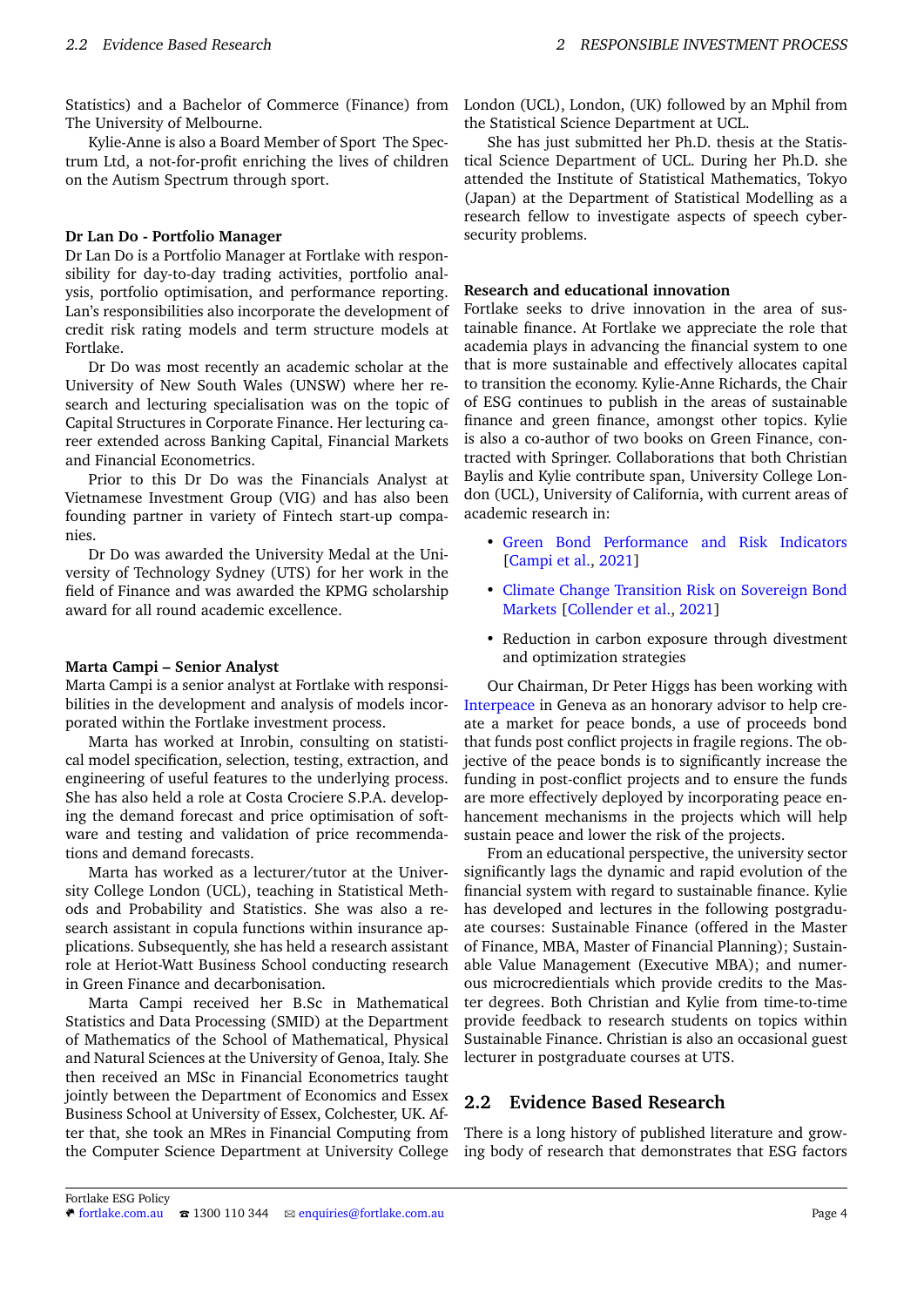Statistics) and a Bachelor of Commerce (Finance) from The University of Melbourne.

Kylie-Anne is also a Board Member of Sport The Spectrum Ltd, a not-for-profit enriching the lives of children on the Autism Spectrum through sport.

**Dr Lan Do - Portfolio Manager**

Dr Lan Do is a Portfolio Manager at Fortlake with responsibility for day-to-day trading activities, portfolio analysis, portfolio optimisation, and performance reporting. Lan's responsibilities also incorporate the development of credit risk rating models and term structure models at Fortlake.

Dr Do was most recently an academic scholar at the University of New South Wales (UNSW) where her research and lecturing specialisation was on the topic of Capital Structures in Corporate Finance. Her lecturing career extended across Banking Capital, Financial Markets and Financial Econometrics.

Prior to this Dr Do was the Financials Analyst at Vietnamese Investment Group (VIG) and has also been founding partner in variety of Fintech start-up companies.

Dr Do was awarded the University Medal at the University of Technology Sydney (UTS) for her work in the field of Finance and was awarded the KPMG scholarship award for all round academic excellence.

**Marta Campi – Senior Analyst**

Marta Campi is a senior analyst at Fortlake with responsibilities in the development and analysis of models incorporated within the Fortlake investment process.

Marta has worked at Inrobin, consulting on statistical model specification, selection, testing, extraction, and engineering of useful features to the underlying process. She has also held a role at Costa Crociere S.P.A. developing the demand forecast and price optimisation of software and testing and validation of price recommendations and demand forecasts.

Marta has worked as a lecturer/tutor at the University College London (UCL), teaching in Statistical Methods and Probability and Statistics. She was also a research assistant in copula functions within insurance applications. Subsequently, she has held a research assistant role at Heriot-Watt Business School conducting research in Green Finance and decarbonisation.

Marta Campi received her B.Sc in Mathematical Statistics and Data Processing (SMID) at the Department of Mathematics of the School of Mathematical, Physical and Natural Sciences at the University of Genoa, Italy. She then received an MSc in Financial Econometrics taught jointly between the Department of Economics and Essex Business School at University of Essex, Colchester, UK. After that, she took an MRes in Financial Computing from the Computer Science Department at University College London (UCL), London, (UK) followed by an Mphil from the Statistical Science Department at UCL.

She has just submitted her Ph.D. thesis at the Statistical Science Department of UCL. During her Ph.D. she attended the Institute of Statistical Mathematics, Tokyo (Japan) at the Department of Statistical Modelling as a research fellow to investigate aspects of speech cybersecurity problems.

**Research and educational innovation**

Fortlake seeks to drive innovation in the area of sustainable finance. At Fortlake we appreciate the role that finance plays in advancing the financial system to one that is more sustainable and effectively allocates capital to transition the economy. Kylie-Anne Richards, the Chair of ESG continues to publish in the areas of sustainable finance and green finance, amongst other topics. Kylie is also a co-author of two books on Green Finance, contracted with Springer. Collaborations that both Christian Baylis and Kylie contribute span, University College London (UCL), University of California, with current areas of academic research in:

- Green Bond Performance and Risk Indicators [Campi et al., 2021]
- Climate Change Transition Risk on Sovereign Bond Markets [Collender et al., 2021]
- Reduction in carbon exposure through divestment and optimization strategies

Our Chairman, Dr Peter Higgs has been working with Interpeace in Geneva as an honorary advisor to help create a market for peace bonds, a use of proceeds bond that funds post conflict projects in fragile regions. The objective of the peace bonds is to significantly increase the funding in post-conflict projects and to ensure the funds are more effectively deployed by incorporating peace enhancement mechanisms in the projects which will help sustain peace and lower the risk of the projects.

From an educational perspective, the university sector significantly lags the dynamic and rapid evolution of the financial system with regard to sustainable finance. Kylie has developed and lectures in the following postgraduate courses: Sustainable Finance (offered in the Master of Finance, MBA, Master of Financial Planning); Sustainable Value Management (Executive MBA); and numerous microcredentials which provide credits to the Master degrees. Both Christian and Kylie from time-to-time provide feedback to research students on topics within Sustainable Finance. Christian is also an occasional guest lecturer in postgraduate courses at UTS.

## 2.2 Evidence Based Research

There is a long history of published literature and growing body of research that demonstrates that ESG factors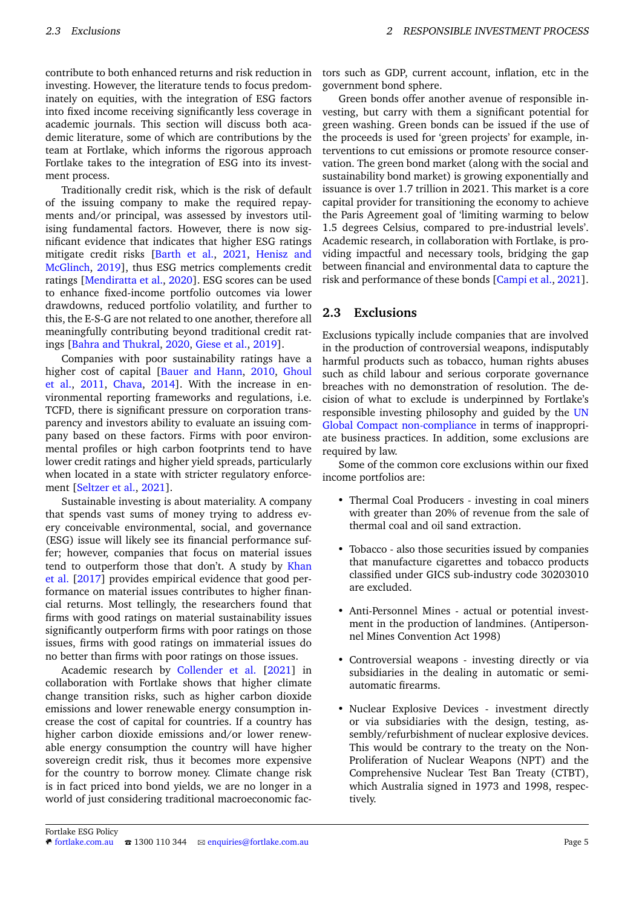contribute to both enhanced returns and risk reduction in investing. However, the literature tends to focus predominately on equities, with the integration of ESG factors into fixed income receiving significantly less coverage in academic journals. This section will discuss both academic literature, some of which are contributions by the team at Fortlake, which informs the rigorous approach Fortlake takes to the integration of ESG into its investment process.

Traditionally credit risk, which is the risk of default of the issuing company to make the required repayments and/or principal, was assessed by investors utilising fundamental factors. However, there is now significant evidence that indicates that higher ESG ratings mitigate credit risks [Barth et al., 2021, Henisz and McGlinch, 2019], thus ESG metrics complements credit ratings [Mendiratta et al., 2020]. ESG scores can be used to enhance fixed-income portfolio outcomes via lower drawdowns, reduced portfolio volatility, and further to this, the E-S-G are not related to one another, therefore all meaningfully contributing beyond traditional credit ratings [Bahra and Thukral, 2020, Giese et al., 2019].

Companies with poor sustainability ratings have a higher cost of capital [Bauer and Hann, 2010, Ghoul et al., 2011, Chava, 2014]. With the increase in environmental reporting frameworks and regulations, i.e. TCFD, there is significant pressure on corporation transparency and investors ability to evaluate an issuing company based on these factors. Firms with poor environmental profiles or high carbon footprints tend to have lower credit ratings and higher yield spreads, particularly when located in a state with stricter regulatory enforcement [Seltzer et al., 2021].

Sustainable investing is about materiality. A company that spends vast sums of money trying to address every conceivable environmental, social, and governance (ESG) issue will likely see its financial performance suffer; however, companies that focus on material issues tend to outperform those that don't. A study by Khan et al. [2017] provides empirical evidence that good performance on material issues contributes to higher financial returns. Most tellingly, the researchers found that firms with good ratings on material sustainability issues significantly outperform firms with poor ratings on those issues, firms with good ratings on immaterial issues do no better than firms with poor ratings on those issues.

Academic research by Collender et al. [2021] in collaboration with Fortlake shows that higher climate change transition risks, such as higher carbon dioxide emissions and lower renewable energy consumption increase the cost of capital for countries. If a country has higher carbon dioxide emissions and/or lower renewable energy consumption the country will have higher sovereign credit risk, thus it becomes more expensive for the country to borrow money. Climate change risk is in fact priced into bond yields, we are no longer in a world of just considering traditional macroeconomic factors such as GDP, current account, inflation, etc in the government bond sphere.

Green bonds offer another avenue of responsible investing, but carry with them a significant potential for green washing. Green bonds can be issued if the use of the proceeds is used for 'green projects' for example, interventions to cut emissions or promote resource conservation. The green bond market (along with the social and sustainability bond market) is growing exponentially and issuance is over 1.7 trillion in 2021. This market is a core capital provider for transitioning the economy to achieve the Paris Agreement goal of 'limiting warming to below 1.5 degrees Celsius, compared to pre-industrial levels'. Academic research, in collaboration with Fortlake, is providing impactful and necessary tools, bridging the gap between financial and environmental data to capture the risk and performance of these bonds [Campi et al., 2021].

## 2.3 Exclusions

Exclusions typically include companies that are involved in the production of controversial weapons, indisputably harmful products such as tobacco, human rights abuses such as child labour and serious corporate governance breaches with no demonstration of resolution. The decision of what to exclude is underpinned by Fortlake's responsible investing philosophy and guided by the UN Global Compact non-compliance in terms of inappropriate business practices. In addition, some exclusions are required by law.

Some of the common core exclusions within our fixed income portfolios are:

- Thermal Coal Producers - investing in coal miners with greater than 20% of revenue from the sale of thermal coal and oil sand extraction.
- Tobacco - also those securities issued by companies that manufacture cigarettes and tobacco products classified under GICS sub-industry code 30203010 are excluded.
- Anti-Personnel Mines - actual or potential investment in the production of landmines. (Antipersonnel Mines Convention Act 1998)
- Controversial weapons - investing directly or via subsidiaries in the dealing in automatic or semi-automatic firearms.
- Nuclear Explosive Devices - investment directly or via subsidiaries with the design, testing, assembly/refurbishment of nuclear explosive devices. This would be contrary to the treaty on the Non-Proliferation of Nuclear Weapons (NPT) and the Comprehensive Nuclear Test Ban Treaty (CTBT), which Australia signed in 1973 and 1998, respectively.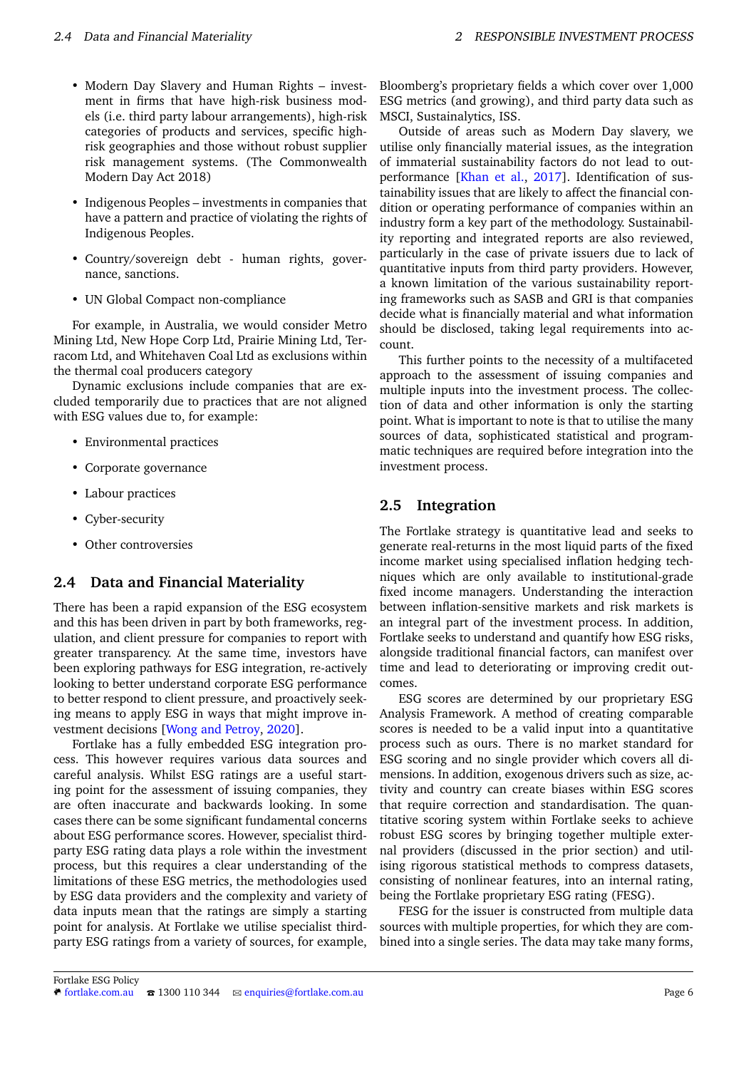- Modern Day Slavery and Human Rights – investment in firms that have high-risk business models (i.e. third party labour arrangements), high-risk categories of products and services, specific high-risk geographies and those without robust supplier risk management systems. (The Commonwealth Modern Day Act 2018)

- Indigenous Peoples – investments in companies that have a pattern and practice of violating the rights of Indigenous Peoples.

- Country/sovereign debt - human rights, governance, sanctions.

- UN Global Compact non-compliance

For example, in Australia, we would consider Metro Mining Ltd, New Hope Corp Ltd, Prairie Mining Ltd, Terracom Ltd, and Whitehaven Coal Ltd as exclusions within the thermal coal producers category

Dynamic exclusions include companies that are excluded temporarily due to practices that are not aligned with ESG values due to, for example:

- Environmental practices
- Corporate governance
- Labour practices
- Cyber-security
- Other controversies

## 2.4 Data and Financial Materiality

There has been a rapid expansion of the ESG ecosystem and this has been driven in part by both frameworks, regulation, and client pressure for companies to report with greater transparency. At the same time, investors have been exploring pathways for ESG integration, re-actively looking to better understand corporate ESG performance to better respond to client pressure, and proactively seeking means to apply ESG in ways that might improve investment decisions [Wong and Petroy, 2020].

Fortlake has a fully embedded ESG integration process. This however requires various data sources and careful analysis. Whilst ESG ratings are a useful starting point for the assessment of issuing companies, they are often inaccurate and backwards looking. In some cases there can be some significant fundamental concerns about ESG performance scores. However, specialist third-party ESG rating data plays a role within the investment process, but this requires a clear understanding of the limitations of these ESG metrics, the methodologies used by ESG data providers and the complexity and variety of data inputs mean that the ratings are simply a starting point for analysis. At Fortlake we utilise specialist third-party ESG ratings from a variety of sources, for example, Bloomberg's proprietary fields a which cover over 1,000 ESG metrics (and growing), and third party data such as MSCI, Sustainalytics, ISS.

Outside of areas such as Modern Day slavery, we utilise only financially material issues, as the integration of immaterial sustainability factors do not lead to outperformance [Khan et al., 2017]. Identification of sustainability issues that are likely to affect the financial condition or operating performance of companies within an industry form a key part of the methodology. Sustainability reporting and integrated reports are also reviewed, particularly in the case of private issuers due to lack of quantitative inputs from third party providers. However, a known limitation of the various sustainability reporting frameworks such as SASB and GRI is that companies decide what is financially material and what information should be disclosed, taking legal requirements into account.

This further points to the necessity of a multifaceted approach to the assessment of issuing companies and multiple inputs into the investment process. The collection of data and other information is only the starting point. What is important to note is that to utilise the many sources of data, sophisticated statistical and programmatic techniques are required before integration into the investment process.

## 2.5 Integration

The Fortlake strategy is quantitative lead and seeks to generate real-returns in the most liquid parts of the fixed income market using specialised inflation hedging techniques which are only available to institutional-grade fixed income managers. Understanding the interaction between inflation-sensitive markets and risk markets is an integral part of the investment process. In addition, Fortlake seeks to understand and quantify how ESG risks, alongside traditional financial factors, can manifest over time and lead to deteriorating or improving credit outcomes.

ESG scores are determined by our proprietary ESG Analysis Framework. A method of creating comparable scores is needed to be a valid input into a quantitative process such as ours. There is no market standard for ESG scoring and no single provider which covers all dimensions. In addition, exogenous drivers such as size, activity and country can create biases within ESG scores that require correction and standardisation. The quantitative scoring system within Fortlake seeks to achieve robust ESG scores by bringing together multiple external providers (discussed in the prior section) and utilising rigorous statistical methods to compress datasets, consisting of nonlinear features, into an internal rating, being the Fortlake proprietary ESG rating (FESG).

FESG for the issuer is constructed from multiple data sources with multiple properties, for which they are combined into a single series. The data may take many forms,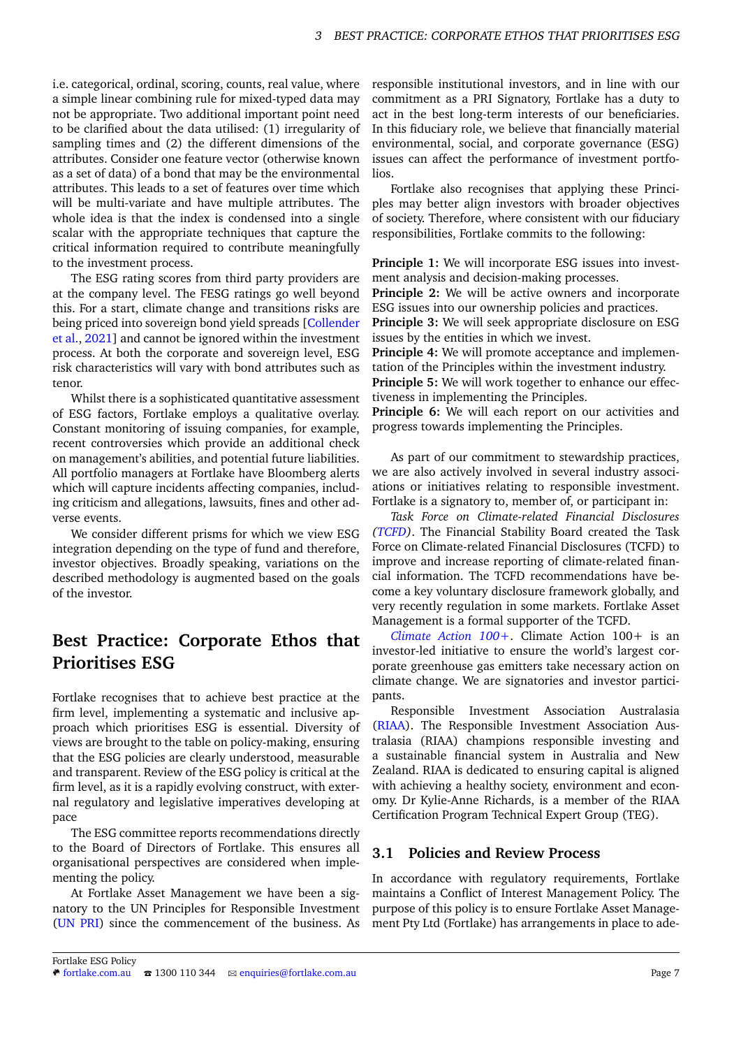i.e. categorical, ordinal, scoring, counts, real value, where a simple linear combining rule for mixed-typed data may not be appropriate. Two additional important point need to be clarified about the data utilised: (1) irregularity of sampling times and (2) the different dimensions of the attributes. Consider one feature vector (otherwise known as a set of data) of a bond that may be the environmental attributes. This leads to a set of features over time which will be multi-variate and have multiple attributes. The whole idea is that the index is condensed into a single scalar with the appropriate techniques that capture the critical information required to contribute meaningfully to the investment process.

The ESG rating scores from third party providers are at the company level. The FESG ratings go well beyond this. For a start, climate change and transitions risks are being priced into sovereign bond yield spreads [Collender et al., 2021] and cannot be ignored within the investment process. At both the corporate and sovereign level, ESG risk characteristics will vary with bond attributes such as tenor.

Whilst there is a sophisticated quantitative assessment of ESG factors, Fortlake employs a qualitative overlay. Constant monitoring of issuing companies, for example, recent controversies which provide an additional check on management's abilities, and potential future liabilities. All portfolio managers at Fortlake have Bloomberg alerts which will capture incidents affecting companies, including criticism and allegations, lawsuits, fines and other adverse events.

We consider different prisms for which we view ESG integration depending on the type of fund and therefore, investor objectives. Broadly speaking, variations on the described methodology is augmented based on the goals of the investor.

# Best Practice: Corporate Ethos that Prioritises ESG

Fortlake recognises that to achieve best practice at the firm level, implementing a systematic and inclusive approach which prioritises ESG is essential. Diversity of views are brought to the table on policy-making, ensuring that the ESG policies are clearly understood, measurable and transparent. Review of the ESG policy is critical at the firm level, as it is a rapidly evolving construct, with external regulatory and legislative imperatives developing at pace

The ESG committee reports recommendations directly to the Board of Directors of Fortlake. This ensures all organisational perspectives are considered when implementing the policy.

At Fortlake Asset Management we have been a signatory to the UN Principles for Responsible Investment (UN PRI) since the commencement of the business. As responsible institutional investors, and in line with our commitment as a PRI Signatory, Fortlake has a duty to act in the best long-term interests of our beneficiaries. In this fiduciary role, we believe that financially material environmental, social, and corporate governance (ESG) issues can affect the performance of investment portfolios.

Fortlake also recognises that applying these Principles may better align investors with broader objectives of society. Therefore, where consistent with our fiduciary responsibilities, Fortlake commits to the following:

**Principle 1:** We will incorporate ESG issues into investment analysis and decision-making processes.
**Principle 2:** We will be active owners and incorporate ESG issues into our ownership policies and practices.
**Principle 3:** We will seek appropriate disclosure on ESG issues by the entities in which we invest.
**Principle 4:** We will promote acceptance and implementation of the Principles within the investment industry.
**Principle 5:** We will work together to enhance our effectiveness in implementing the Principles.
**Principle 6:** We will each report on our activities and progress towards implementing the Principles.

As part of our commitment to stewardship practices, we are also actively involved in several industry associations or initiatives relating to responsible investment. Fortlake is a signatory to, member of, or participant in:

*Task Force on Climate-related Financial Disclosures (TCFD)*. The Financial Stability Board created the Task Force on Climate-related Financial Disclosures (TCFD) to improve and increase reporting of climate-related financial information. The TCFD recommendations have become a key voluntary disclosure framework globally, and very recently regulation in some markets. Fortlake Asset Management is a formal supporter of the TCFD.

*Climate Action 100+*. Climate Action 100+ is an investor-led initiative to ensure the world's largest corporate greenhouse gas emitters take necessary action on climate change. We are signatories and investor participants.

Responsible Investment Association Australasia (RIAA). The Responsible Investment Association Australasia (RIAA) champions responsible investing and a sustainable financial system in Australia and New Zealand. RIAA is dedicated to ensuring capital is aligned with achieving a healthy society, environment and economy. Dr Kylie-Anne Richards, is a member of the RIAA Certification Program Technical Expert Group (TEG).

## 3.1 Policies and Review Process

In accordance with regulatory requirements, Fortlake maintains a Conflict of Interest Management Policy. The purpose of this policy is to ensure Fortlake Asset Management Pty Ltd (Fortlake) has arrangements in place to ade-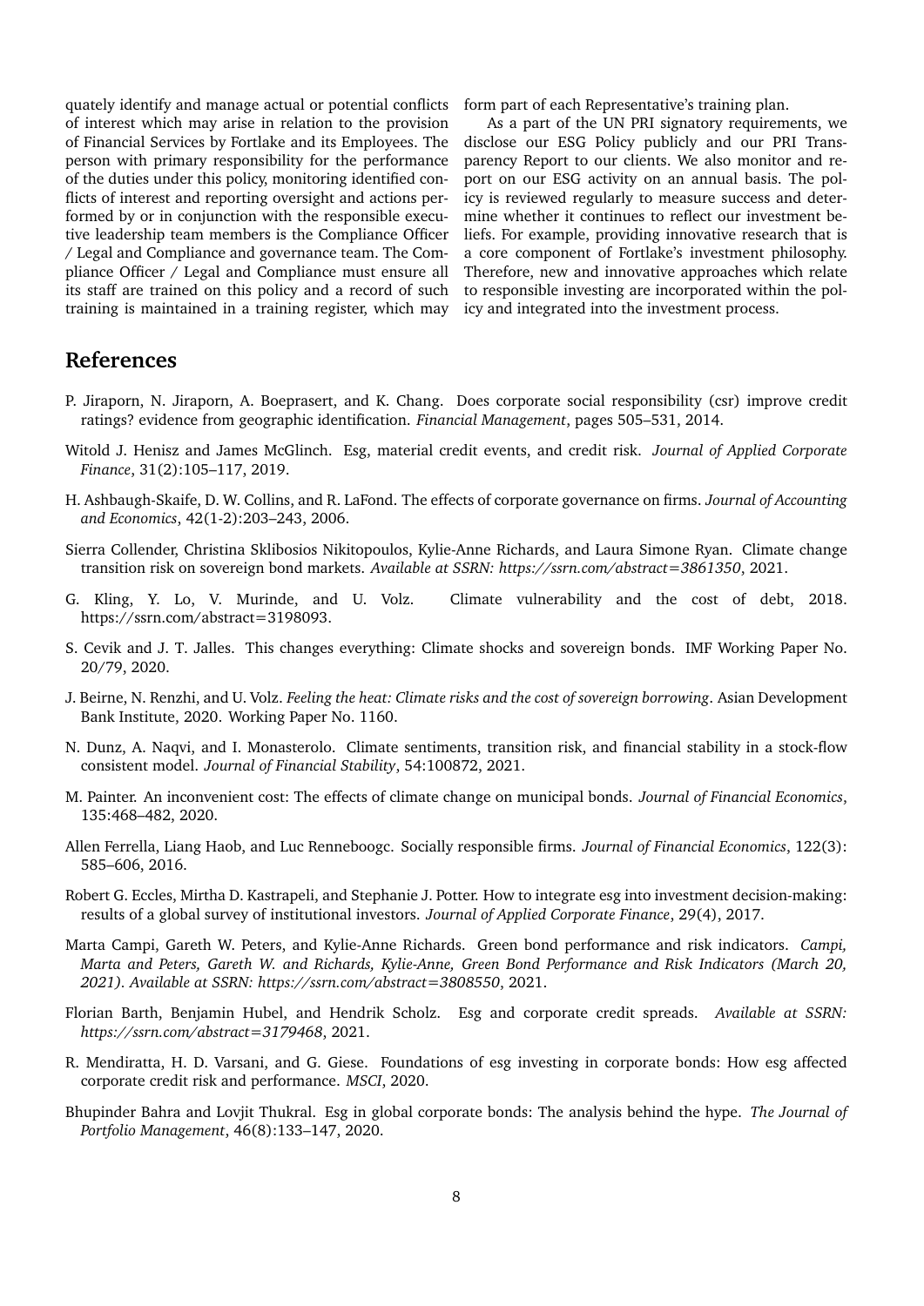quately identify and manage actual or potential conflicts of interest which may arise in relation to the provision of Financial Services by Fortlake and its Employees. The person with primary responsibility for the performance of the duties under this policy, monitoring identified conflicts of interest and reporting oversight and actions performed by or in conjunction with the responsible executive leadership team members is the Compliance Officer / Legal and Compliance and governance team. The Compliance Officer / Legal and Compliance must ensure all its staff are trained on this policy and a record of such training is maintained in a training register, which may form part of each Representative's training plan.

As a part of the UN PRI signatory requirements, we disclose our ESG Policy publicly and our PRI Transparency Report to our clients. We also monitor and report on our ESG activity on an annual basis. The policy is reviewed regularly to measure success and determine whether it continues to reflect our investment beliefs. For example, providing innovative research that is a core component of Fortlake's investment philosophy. Therefore, new and innovative approaches which relate to responsible investing are incorporated within the policy and integrated into the investment process.

## References

P. Jiraporn, N. Jiraporn, A. Boeprasert, and K. Chang. Does corporate social responsibility (csr) improve credit ratings? evidence from geographic identification. *Financial Management*, pages 505–531, 2014.

Witold J. Henisz and James McGlinch. Esg, material credit events, and credit risk. *Journal of Applied Corporate Finance*, 31(2):105–117, 2019.

H. Ashbaugh-Skaife, D. W. Collins, and R. LaFond. The effects of corporate governance on firms. *Journal of Accounting and Economics*, 42(1-2):203–243, 2006.

Sierra Collender, Christina Sklibosios Nikitopoulos, Kylie-Anne Richards, and Laura Simone Ryan. Climate change transition risk on sovereign bond markets. *Available at SSRN: https://ssrn.com/abstract=3861350*, 2021.

G. Kling, Y. Lo, V. Murinde, and U. Volz. Climate vulnerability and the cost of debt, 2018. https://ssrn.com/abstract=3198093.

S. Cevik and J. T. Jalles. This changes everything: Climate shocks and sovereign bonds. IMF Working Paper No. 20/79, 2020.

J. Beirne, N. Renzhi, and U. Volz. *Feeling the heat: Climate risks and the cost of sovereign borrowing*. Asian Development Bank Institute, 2020. Working Paper No. 1160.

N. Dunz, A. Naqvi, and I. Monasterolo. Climate sentiments, transition risk, and financial stability in a stock-flow consistent model. *Journal of Financial Stability*, 54:100872, 2021.

M. Painter. An inconvenient cost: The effects of climate change on municipal bonds. *Journal of Financial Economics*, 135:468–482, 2020.

Allen Ferrella, Liang Haob, and Luc Renneboogc. Socially responsible firms. *Journal of Financial Economics*, 122(3): 585–606, 2016.

Robert G. Eccles, Mirtha D. Kastrapeli, and Stephanie J. Potter. How to integrate esg into investment decision-making: results of a global survey of institutional investors. *Journal of Applied Corporate Finance*, 29(4), 2017.

Marta Campi, Gareth W. Peters, and Kylie-Anne Richards. Green bond performance and risk indicators. *Campi, Marta and Peters, Gareth W. and Richards, Kylie-Anne, Green Bond Performance and Risk Indicators (March 20, 2021). Available at SSRN: https://ssrn.com/abstract=3808550*, 2021.

Florian Barth, Benjamin Hubel, and Hendrik Scholz. Esg and corporate credit spreads. *Available at SSRN: https://ssrn.com/abstract=3179468*, 2021.

R. Mendiratta, H. D. Varsani, and G. Giese. Foundations of esg investing in corporate bonds: How esg affected corporate credit risk and performance. *MSCI*, 2020.

Bhupinder Bahra and Lovjit Thukral. Esg in global corporate bonds: The analysis behind the hype. *The Journal of Portfolio Management*, 46(8):133–147, 2020.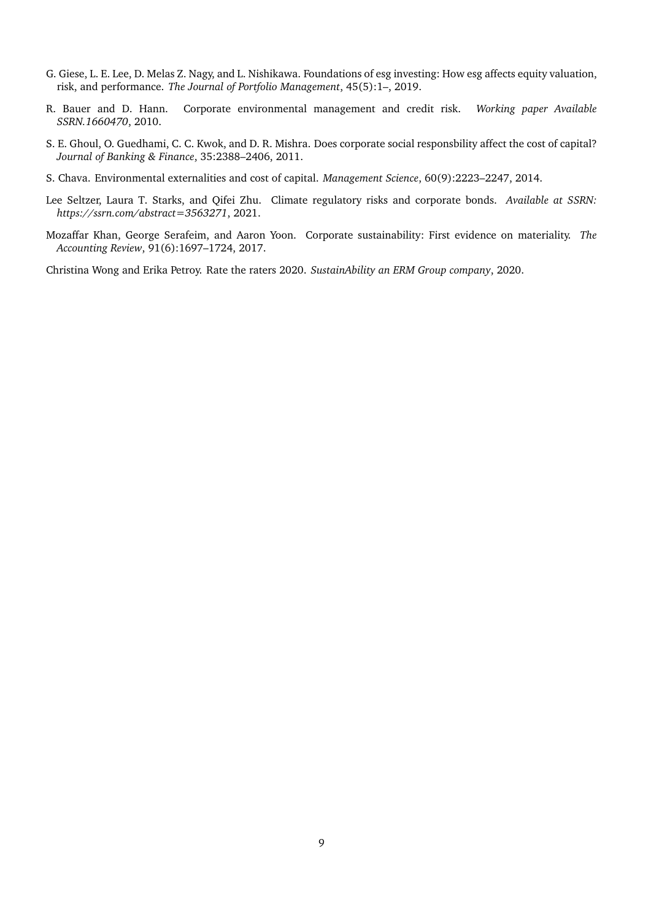G. Giese, L. E. Lee, D. Melas Z. Nagy, and L. Nishikawa. Foundations of esg investing: How esg affects equity valuation, risk, and performance. *The Journal of Portfolio Management*, 45(5):1–, 2019.

R. Bauer and D. Hann. Corporate environmental management and credit risk. *Working paper Available SSRN.1660470*, 2010.

S. E. Ghoul, O. Guedhami, C. C. Kwok, and D. R. Mishra. Does corporate social responsbility affect the cost of capital? *Journal of Banking & Finance*, 35:2388–2406, 2011.

S. Chava. Environmental externalities and cost of capital. *Management Science*, 60(9):2223–2247, 2014.

Lee Seltzer, Laura T. Starks, and Qifei Zhu. Climate regulatory risks and corporate bonds. *Available at SSRN: https://ssrn.com/abstract=3563271*, 2021.

Mozaffar Khan, George Serafeim, and Aaron Yoon. Corporate sustainability: First evidence on materiality. *The Accounting Review*, 91(6):1697–1724, 2017.

Christina Wong and Erika Petroy. Rate the raters 2020. *SustainAbility an ERM Group company*, 2020.